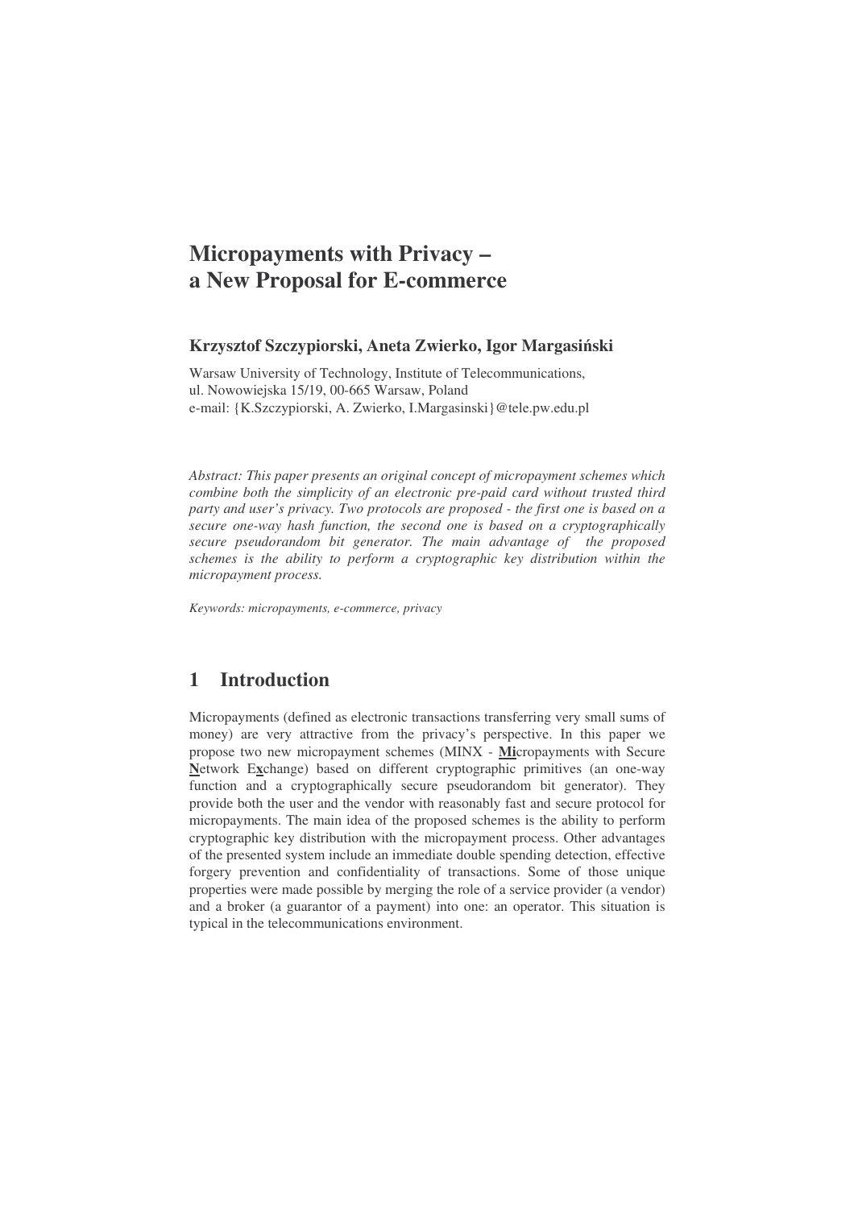# Micropayments with Privacy – a New Proposal for E-commerce

**Krzysztof Szczypiorski, Aneta Zwierko, Igor Margasiński**

Warsaw University of Technology, Institute of Telecommunications,
ul. Nowowiejska 15/19, 00-665 Warsaw, Poland
e-mail: {K.Szczypiorski, A. Zwierko, I.Margasinski}@tele.pw.edu.pl

*Abstract: This paper presents an original concept of micropayment schemes which combine both the simplicity of an electronic pre-paid card without trusted third party and user's privacy. Two protocols are proposed - the first one is based on a secure one-way hash function, the second one is based on a cryptographically secure pseudorandom bit generator. The main advantage of the proposed schemes is the ability to perform a cryptographic key distribution within the micropayment process.*

*Keywords: micropayments, e-commerce, privacy*

## 1 Introduction

Micropayments (defined as electronic transactions transferring very small sums of money) are very attractive from the privacy's perspective. In this paper we propose two new micropayment schemes (MINX - **Mi**cropayments with Secure **N**etwork E**x**change) based on different cryptographic primitives (an one-way function and a cryptographically secure pseudorandom bit generator). They provide both the user and the vendor with reasonably fast and secure protocol for micropayments. The main idea of the proposed schemes is the ability to perform cryptographic key distribution with the micropayment process. Other advantages of the presented system include an immediate double spending detection, effective forgery prevention and confidentiality of transactions. Some of those unique properties were made possible by merging the role of a service provider (a vendor) and a broker (a guarantor of a payment) into one: an operator. This situation is typical in the telecommunications environment.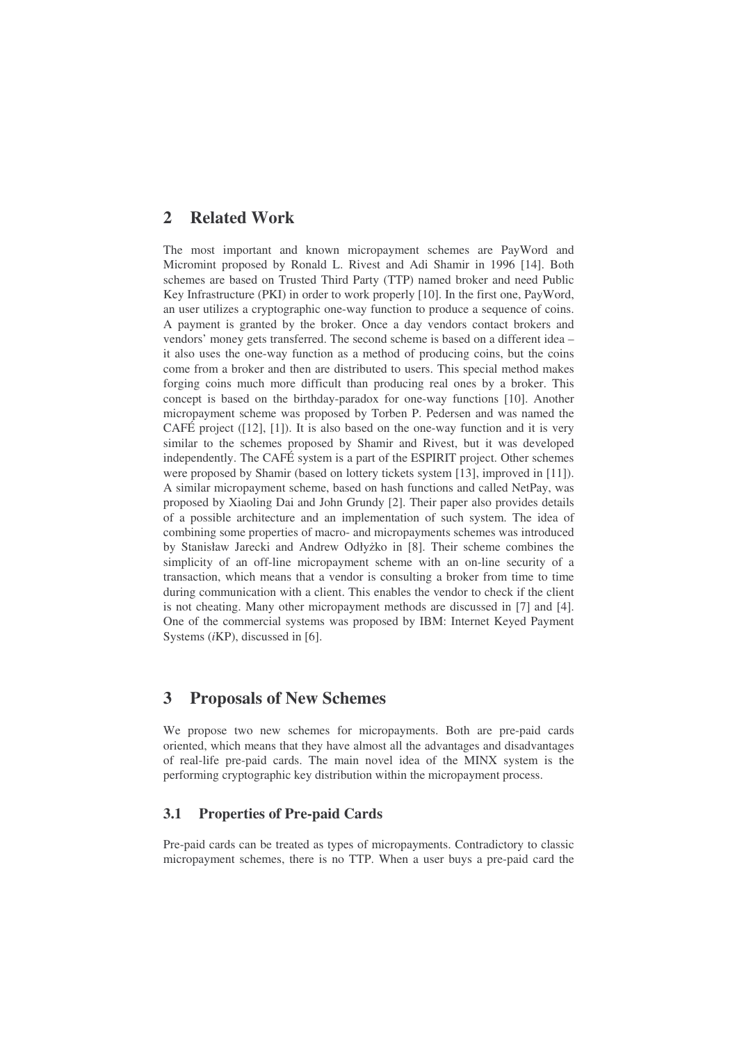## 2 Related Work

The most important and known micropayment schemes are PayWord and Micromint proposed by Ronald L. Rivest and Adi Shamir in 1996 [14]. Both schemes are based on Trusted Third Party (TTP) named broker and need Public Key Infrastructure (PKI) in order to work properly [10]. In the first one, PayWord, an user utilizes a cryptographic one-way function to produce a sequence of coins. A payment is granted by the broker. Once a day vendors contact brokers and vendors' money gets transferred. The second scheme is based on a different idea – it also uses the one-way function as a method of producing coins, but the coins come from a broker and then are distributed to users. This special method makes forging coins much more difficult than producing real ones by a broker. This concept is based on the birthday-paradox for one-way functions [10]. Another micropayment scheme was proposed by Torben P. Pedersen and was named the CAFÉ project ([12], [1]). It is also based on the one-way function and it is very similar to the schemes proposed by Shamir and Rivest, but it was developed independently. The CAFÉ system is a part of the ESPIRIT project. Other schemes were proposed by Shamir (based on lottery tickets system [13], improved in [11]). A similar micropayment scheme, based on hash functions and called NetPay, was proposed by Xiaoling Dai and John Grundy [2]. Their paper also provides details of a possible architecture and an implementation of such system. The idea of combining some properties of macro- and micropayments schemes was introduced by Stanisław Jarecki and Andrew Odłyżko in [8]. Their scheme combines the simplicity of an off-line micropayment scheme with an on-line security of a transaction, which means that a vendor is consulting a broker from time to time during communication with a client. This enables the vendor to check if the client is not cheating. Many other micropayment methods are discussed in [7] and [4]. One of the commercial systems was proposed by IBM: Internet Keyed Payment Systems (*i*KP), discussed in [6].

## 3 Proposals of New Schemes

We propose two new schemes for micropayments. Both are pre-paid cards oriented, which means that they have almost all the advantages and disadvantages of real-life pre-paid cards. The main novel idea of the MINX system is the performing cryptographic key distribution within the micropayment process.

### 3.1 Properties of Pre-paid Cards

Pre-paid cards can be treated as types of micropayments. Contradictory to classic micropayment schemes, there is no TTP. When a user buys a pre-paid card the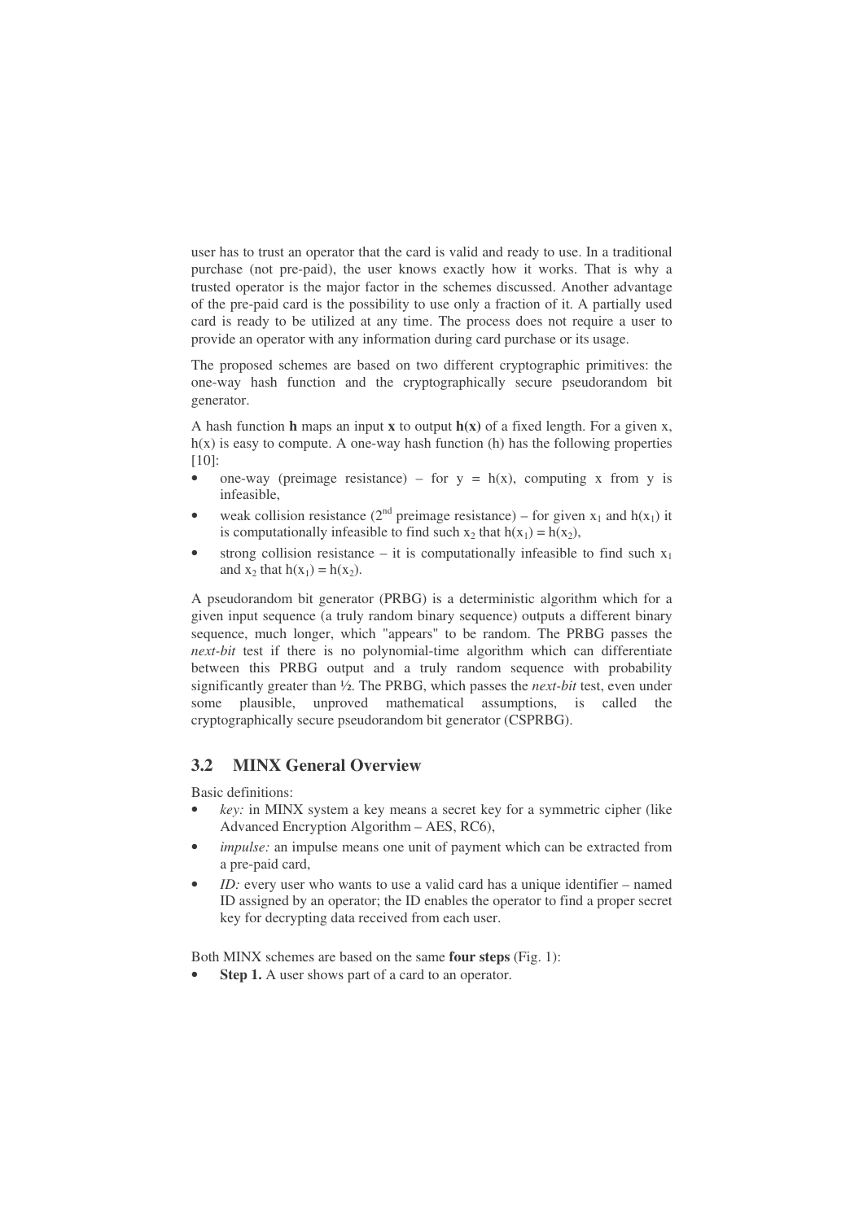user has to trust an operator that the card is valid and ready to use. In a traditional purchase (not pre-paid), the user knows exactly how it works. That is why a trusted operator is the major factor in the schemes discussed. Another advantage of the pre-paid card is the possibility to use only a fraction of it. A partially used card is ready to be utilized at any time. The process does not require a user to provide an operator with any information during card purchase or its usage.

The proposed schemes are based on two different cryptographic primitives: the one-way hash function and the cryptographically secure pseudorandom bit generator.

A hash function **h** maps an input **x** to output **h(x)** of a fixed length. For a given x, h(x) is easy to compute. A one-way hash function (h) has the following properties [10]:

- one-way (preimage resistance) – for $y = h(x)$, computing x from y is infeasible,
- weak collision resistance ($2^{nd}$ preimage resistance) – for given $x_1$ and $h(x_1)$ it is computationally infeasible to find such $x_2$ that $h(x_1) = h(x_2)$,
- strong collision resistance – it is computationally infeasible to find such $x_1$ and $x_2$ that $h(x_1) = h(x_2)$.

A pseudorandom bit generator (PRBG) is a deterministic algorithm which for a given input sequence (a truly random binary sequence) outputs a different binary sequence, much longer, which "appears" to be random. The PRBG passes the *next-bit* test if there is no polynomial-time algorithm which can differentiate between this PRBG output and a truly random sequence with probability significantly greater than ½. The PRBG, which passes the *next-bit* test, even under some plausible, unproved mathematical assumptions, is called the cryptographically secure pseudorandom bit generator (CSPRBG).

## 3.2 MINX General Overview

Basic definitions:

- *key:* in MINX system a key means a secret key for a symmetric cipher (like Advanced Encryption Algorithm – AES, RC6),
- *impulse:* an impulse means one unit of payment which can be extracted from a pre-paid card,
- *ID:* every user who wants to use a valid card has a unique identifier – named ID assigned by an operator; the ID enables the operator to find a proper secret key for decrypting data received from each user.

Both MINX schemes are based on the same **four steps** (Fig. 1):

- **Step 1.** A user shows part of a card to an operator.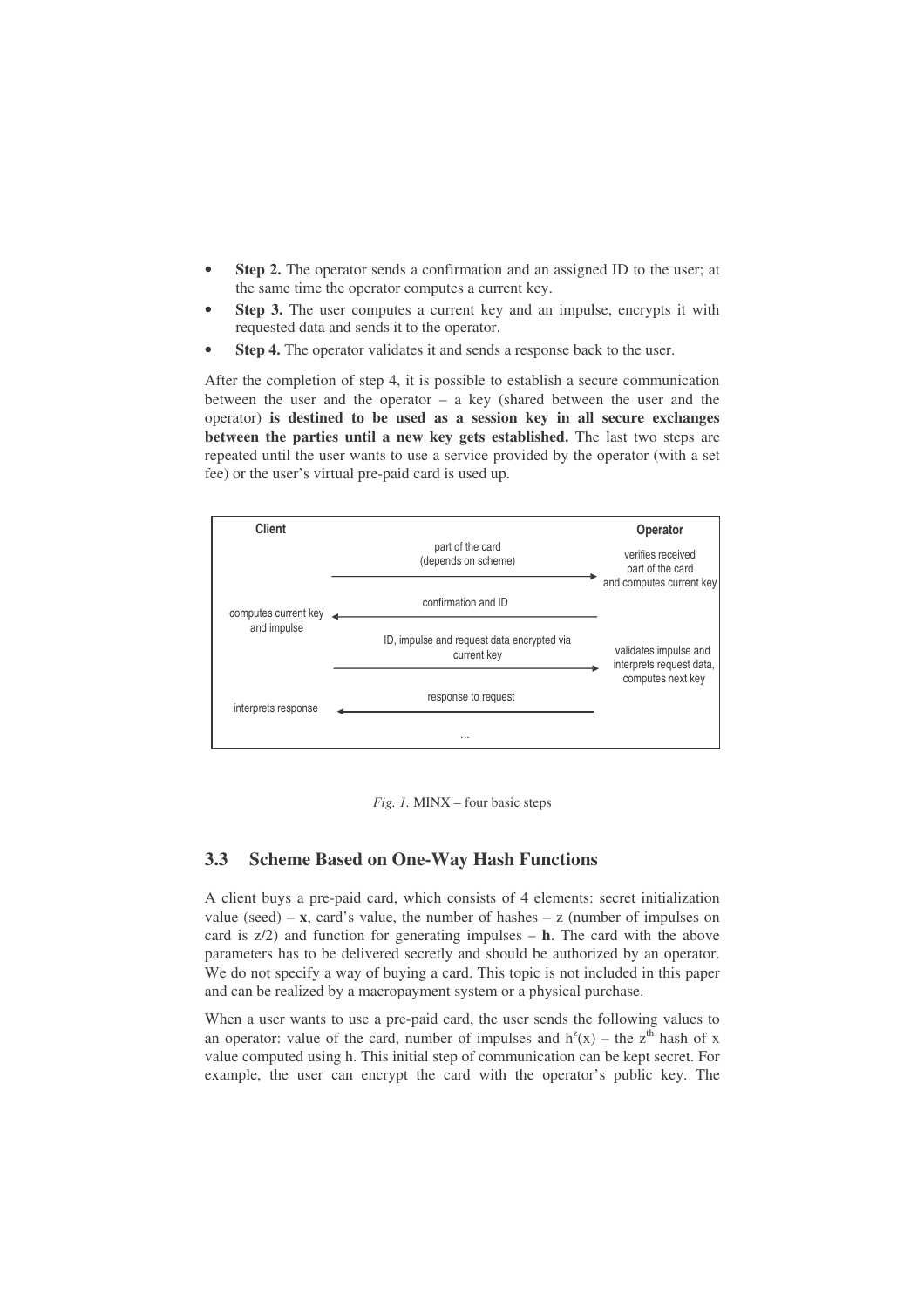- **Step 2.** The operator sends a confirmation and an assigned ID to the user; at the same time the operator computes a current key.
- **Step 3.** The user computes a current key and an impulse, encrypts it with requested data and sends it to the operator.
- **Step 4.** The operator validates it and sends a response back to the user.

After the completion of step 4, it is possible to establish a secure communication between the user and the operator – a key (shared between the user and the operator) **is destined to be used as a session key in all secure exchanges between the parties until a new key gets established.** The last two steps are repeated until the user wants to use a service provided by the operator (with a set fee) or the user's virtual pre-paid card is used up.

| Client | | Operator |
|---|---|---|
| | part of the card (depends on scheme) → | verifies received part of the card and computes current key |
| computes current key and impulse | ← confirmation and ID | |
| | ID, impulse and request data encrypted via current key → | validates impulse and interprets request data, computes next key |
| interprets response | ← response to request | |
| | ... | |

*Fig. 1.* MINX – four basic steps

### 3.3 Scheme Based on One-Way Hash Functions

A client buys a pre-paid card, which consists of 4 elements: secret initialization value (seed) – **x**, card's value, the number of hashes – z (number of impulses on card is z/2) and function for generating impulses – **h**. The card with the above parameters has to be delivered secretly and should be authorized by an operator. We do not specify a way of buying a card. This topic is not included in this paper and can be realized by a macropayment system or a physical purchase.

When a user wants to use a pre-paid card, the user sends the following values to an operator: value of the card, number of impulses and $h^z(x)$ – the $z^{th}$ hash of x value computed using h. This initial step of communication can be kept secret. For example, the user can encrypt the card with the operator's public key. The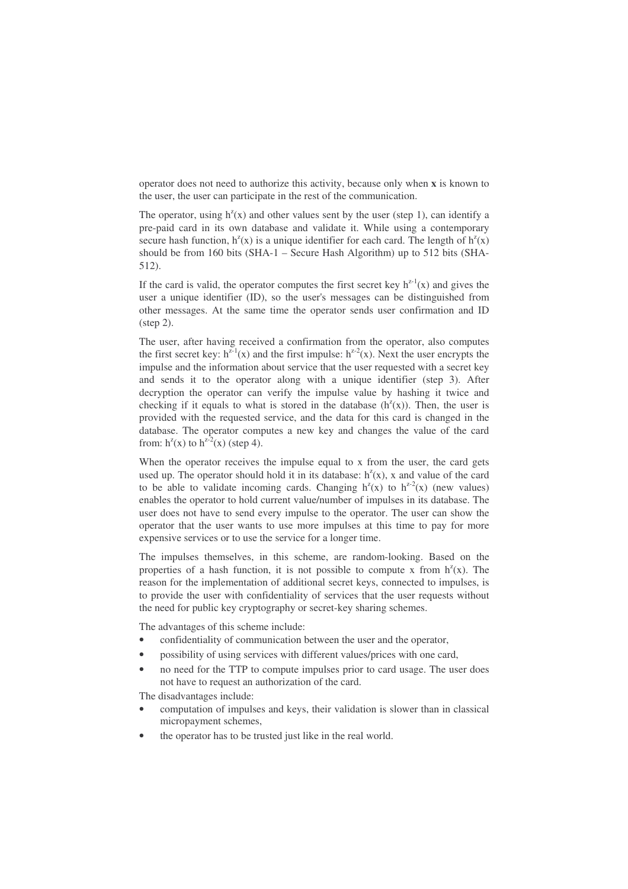operator does not need to authorize this activity, because only when **x** is known to the user, the user can participate in the rest of the communication.

The operator, using $h^z(x)$ and other values sent by the user (step 1), can identify a pre-paid card in its own database and validate it. While using a contemporary secure hash function, $h^z(x)$ is a unique identifier for each card. The length of $h^z(x)$ should be from 160 bits (SHA-1 – Secure Hash Algorithm) up to 512 bits (SHA-512).

If the card is valid, the operator computes the first secret key $h^{z-1}(x)$ and gives the user a unique identifier (ID), so the user's messages can be distinguished from other messages. At the same time the operator sends user confirmation and ID (step 2).

The user, after having received a confirmation from the operator, also computes the first secret key: $h^{z-1}(x)$ and the first impulse: $h^{z-2}(x)$. Next the user encrypts the impulse and the information about service that the user requested with a secret key and sends it to the operator along with a unique identifier (step 3). After decryption the operator can verify the impulse value by hashing it twice and checking if it equals to what is stored in the database ($h^z(x)$). Then, the user is provided with the requested service, and the data for this card is changed in the database. The operator computes a new key and changes the value of the card from: $h^z(x)$ to $h^{z-2}(x)$ (step 4).

When the operator receives the impulse equal to x from the user, the card gets used up. The operator should hold it in its database: $h^z(x)$, x and value of the card to be able to validate incoming cards. Changing $h^z(x)$ to $h^{z-2}(x)$ (new values) enables the operator to hold current value/number of impulses in its database. The user does not have to send every impulse to the operator. The user can show the operator that the user wants to use more impulses at this time to pay for more expensive services or to use the service for a longer time.

The impulses themselves, in this scheme, are random-looking. Based on the properties of a hash function, it is not possible to compute x from $h^z(x)$. The reason for the implementation of additional secret keys, connected to impulses, is to provide the user with confidentiality of services that the user requests without the need for public key cryptography or secret-key sharing schemes.

The advantages of this scheme include:

- confidentiality of communication between the user and the operator,
- possibility of using services with different values/prices with one card,
- no need for the TTP to compute impulses prior to card usage. The user does not have to request an authorization of the card.

The disadvantages include:

- computation of impulses and keys, their validation is slower than in classical micropayment schemes,
- the operator has to be trusted just like in the real world.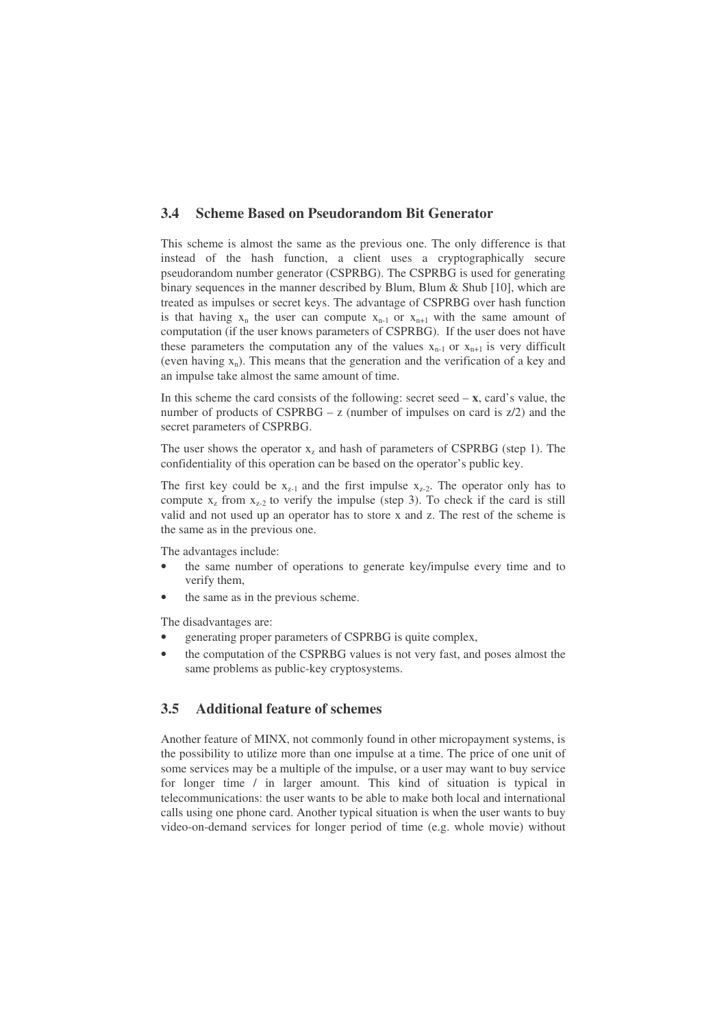### 3.4 Scheme Based on Pseudorandom Bit Generator

This scheme is almost the same as the previous one. The only difference is that instead of the hash function, a client uses a cryptographically secure pseudorandom number generator (CSPRBG). The CSPRBG is used for generating binary sequences in the manner described by Blum, Blum & Shub [10], which are treated as impulses or secret keys. The advantage of CSPRBG over hash function is that having $x_n$ the user can compute $x_{n-1}$ or $x_{n+1}$ with the same amount of computation (if the user knows parameters of CSPRBG). If the user does not have these parameters the computation any of the values $x_{n-1}$ or $x_{n+1}$ is very difficult (even having $x_n$). This means that the generation and the verification of a key and an impulse take almost the same amount of time.

In this scheme the card consists of the following: secret seed – **x**, card's value, the number of products of CSPRBG – z (number of impulses on card is z/2) and the secret parameters of CSPRBG.

The user shows the operator $x_z$ and hash of parameters of CSPRBG (step 1). The confidentiality of this operation can be based on the operator's public key.

The first key could be $x_{z-1}$ and the first impulse $x_{z-2}$. The operator only has to compute $x_z$ from $x_{z-2}$ to verify the impulse (step 3). To check if the card is still valid and not used up an operator has to store x and z. The rest of the scheme is the same as in the previous one.

The advantages include:

- the same number of operations to generate key/impulse every time and to verify them,
- the same as in the previous scheme.

The disadvantages are:

- generating proper parameters of CSPRBG is quite complex,
- the computation of the CSPRBG values is not very fast, and poses almost the same problems as public-key cryptosystems.

### 3.5 Additional feature of schemes

Another feature of MINX, not commonly found in other micropayment systems, is the possibility to utilize more than one impulse at a time. The price of one unit of some services may be a multiple of the impulse, or a user may want to buy service for longer time / in larger amount. This kind of situation is typical in telecommunications: the user wants to be able to make both local and international calls using one phone card. Another typical situation is when the user wants to buy video-on-demand services for longer period of time (e.g. whole movie) without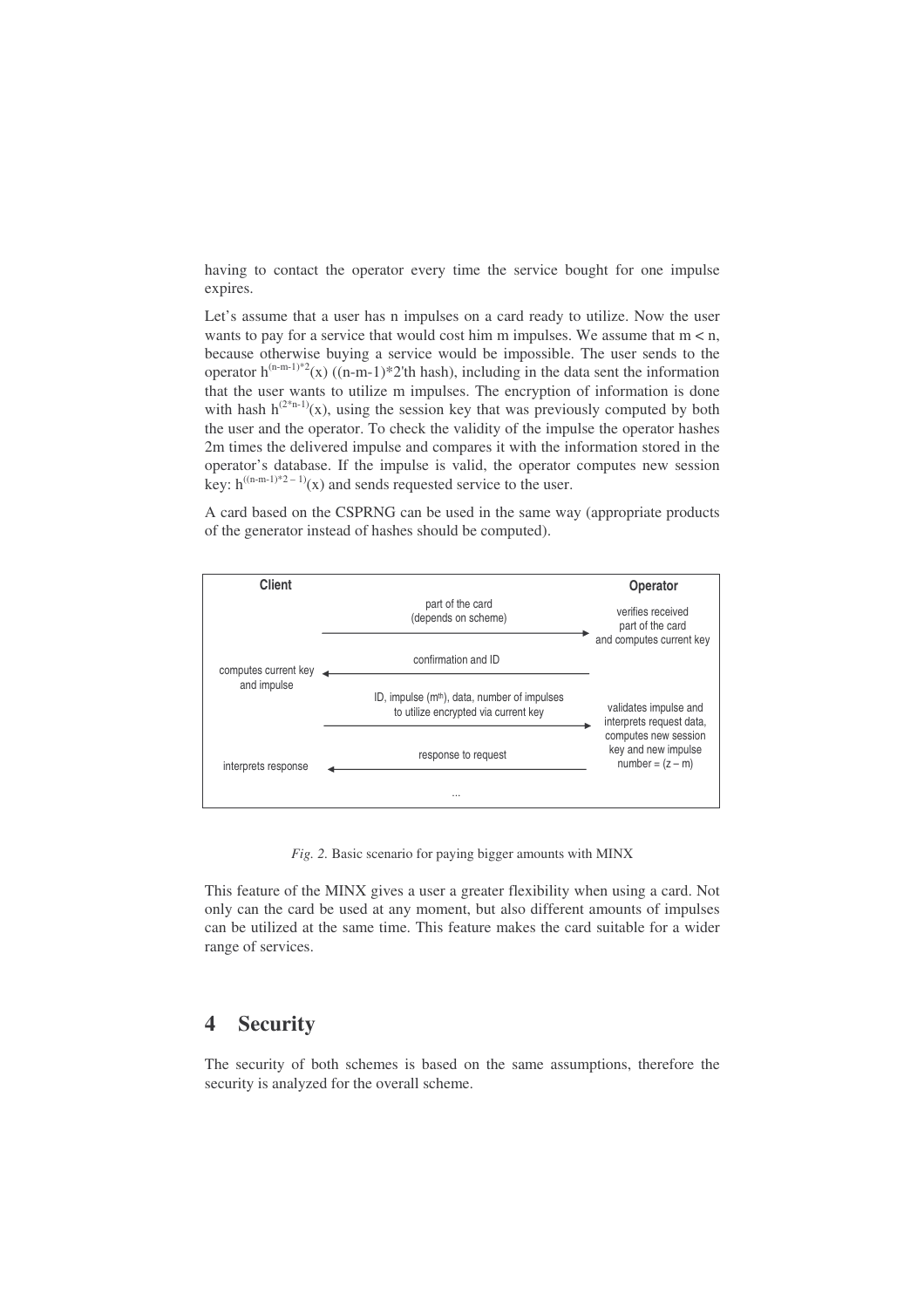having to contact the operator every time the service bought for one impulse expires.

Let's assume that a user has n impulses on a card ready to utilize. Now the user wants to pay for a service that would cost him m impulses. We assume that $m < n$, because otherwise buying a service would be impossible. The user sends to the operator $h^{(n-m-1)*2}(x)$ ((n-m-1)*2'th hash), including in the data sent the information that the user wants to utilize m impulses. The encryption of information is done with hash $h^{(2*n-1)}(x)$, using the session key that was previously computed by both the user and the operator. To check the validity of the impulse the operator hashes 2m times the delivered impulse and compares it with the information stored in the operator's database. If the impulse is valid, the operator computes new session key: $h^{((n-m-1)*2-1)}(x)$ and sends requested service to the user.

A card based on the CSPRNG can be used in the same way (appropriate products of the generator instead of hashes should be computed).

| Client | | Operator |
|---|---|---|
| | part of the card (depends on scheme) → | verifies received part of the card and computes current key |
| computes current key and impulse | ← confirmation and ID | |
| | ID, impulse (m[th]), data, number of impulses to utilize encrypted via current key → | validates impulse and interprets request data, computes new session key and new impulse number = (z – m) |
| interprets response | ← response to request | |
| | ... | |

*Fig. 2.* Basic scenario for paying bigger amounts with MINX

This feature of the MINX gives a user a greater flexibility when using a card. Not only can the card be used at any moment, but also different amounts of impulses can be utilized at the same time. This feature makes the card suitable for a wider range of services.

## 4 Security

The security of both schemes is based on the same assumptions, therefore the security is analyzed for the overall scheme.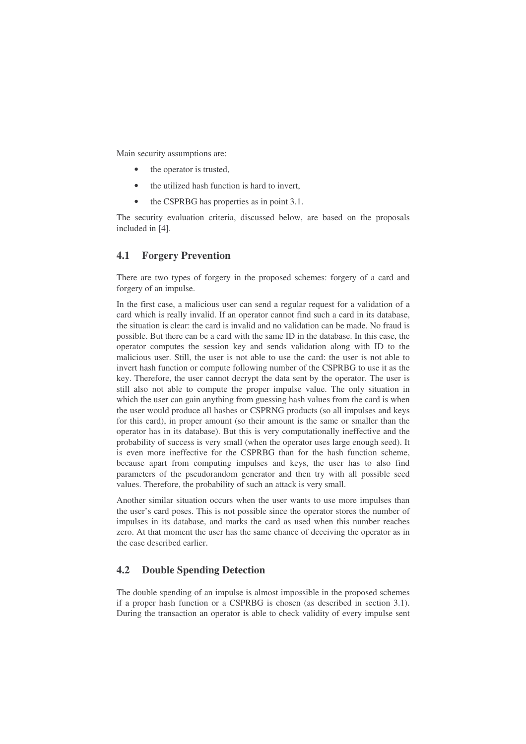Main security assumptions are:

- the operator is trusted,
- the utilized hash function is hard to invert,
- the CSPRBG has properties as in point 3.1.

The security evaluation criteria, discussed below, are based on the proposals included in [4].

## 4.1 Forgery Prevention

There are two types of forgery in the proposed schemes: forgery of a card and forgery of an impulse.

In the first case, a malicious user can send a regular request for a validation of a card which is really invalid. If an operator cannot find such a card in its database, the situation is clear: the card is invalid and no validation can be made. No fraud is possible. But there can be a card with the same ID in the database. In this case, the operator computes the session key and sends validation along with ID to the malicious user. Still, the user is not able to use the card: the user is not able to invert hash function or compute following number of the CSPRBG to use it as the key. Therefore, the user cannot decrypt the data sent by the operator. The user is still also not able to compute the proper impulse value. The only situation in which the user can gain anything from guessing hash values from the card is when the user would produce all hashes or CSPRNG products (so all impulses and keys for this card), in proper amount (so their amount is the same or smaller than the operator has in its database). But this is very computationally ineffective and the probability of success is very small (when the operator uses large enough seed). It is even more ineffective for the CSPRBG than for the hash function scheme, because apart from computing impulses and keys, the user has to also find parameters of the pseudorandom generator and then try with all possible seed values. Therefore, the probability of such an attack is very small.

Another similar situation occurs when the user wants to use more impulses than the user's card poses. This is not possible since the operator stores the number of impulses in its database, and marks the card as used when this number reaches zero. At that moment the user has the same chance of deceiving the operator as in the case described earlier.

## 4.2 Double Spending Detection

The double spending of an impulse is almost impossible in the proposed schemes if a proper hash function or a CSPRBG is chosen (as described in section 3.1). During the transaction an operator is able to check validity of every impulse sent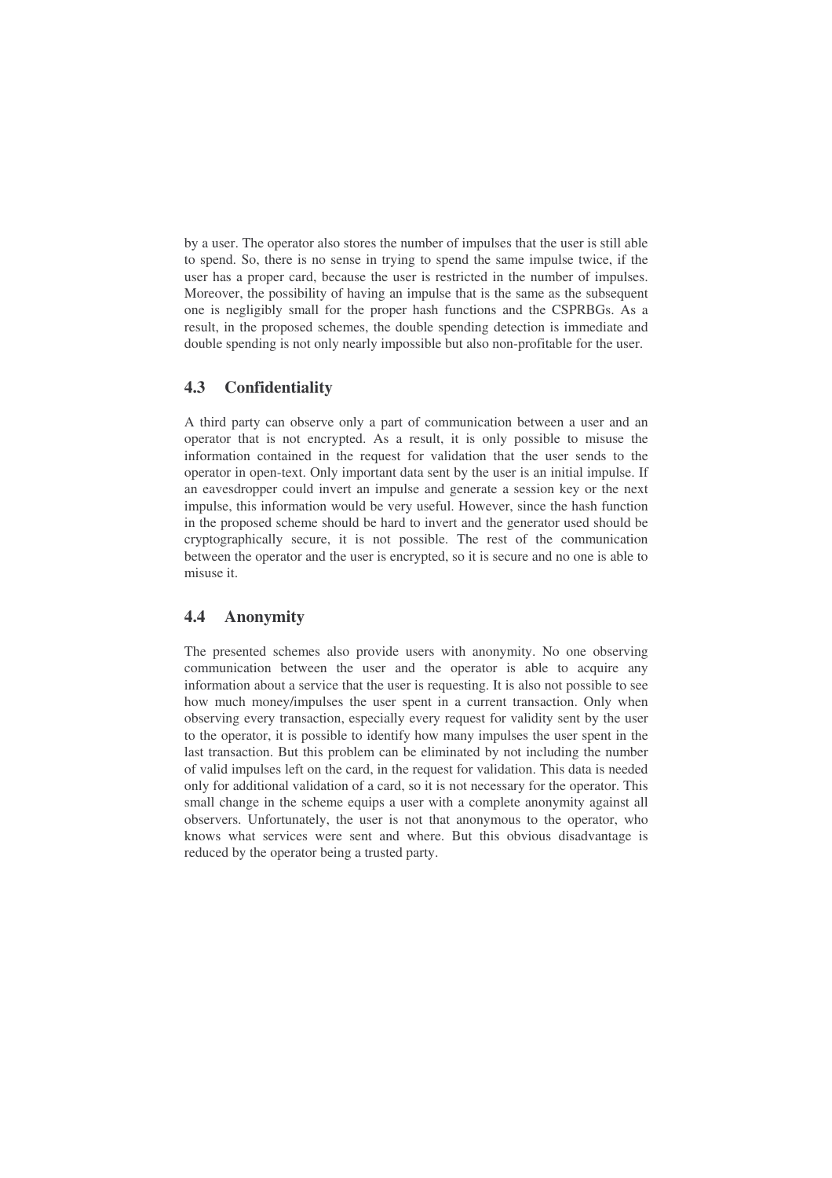by a user. The operator also stores the number of impulses that the user is still able to spend. So, there is no sense in trying to spend the same impulse twice, if the user has a proper card, because the user is restricted in the number of impulses. Moreover, the possibility of having an impulse that is the same as the subsequent one is negligibly small for the proper hash functions and the CSPRBGs. As a result, in the proposed schemes, the double spending detection is immediate and double spending is not only nearly impossible but also non-profitable for the user.

### 4.3 Confidentiality

A third party can observe only a part of communication between a user and an operator that is not encrypted. As a result, it is only possible to misuse the information contained in the request for validation that the user sends to the operator in open-text. Only important data sent by the user is an initial impulse. If an eavesdropper could invert an impulse and generate a session key or the next impulse, this information would be very useful. However, since the hash function in the proposed scheme should be hard to invert and the generator used should be cryptographically secure, it is not possible. The rest of the communication between the operator and the user is encrypted, so it is secure and no one is able to misuse it.

### 4.4 Anonymity

The presented schemes also provide users with anonymity. No one observing communication between the user and the operator is able to acquire any information about a service that the user is requesting. It is also not possible to see how much money/impulses the user spent in a current transaction. Only when observing every transaction, especially every request for validity sent by the user to the operator, it is possible to identify how many impulses the user spent in the last transaction. But this problem can be eliminated by not including the number of valid impulses left on the card, in the request for validation. This data is needed only for additional validation of a card, so it is not necessary for the operator. This small change in the scheme equips a user with a complete anonymity against all observers. Unfortunately, the user is not that anonymous to the operator, who knows what services were sent and where. But this obvious disadvantage is reduced by the operator being a trusted party.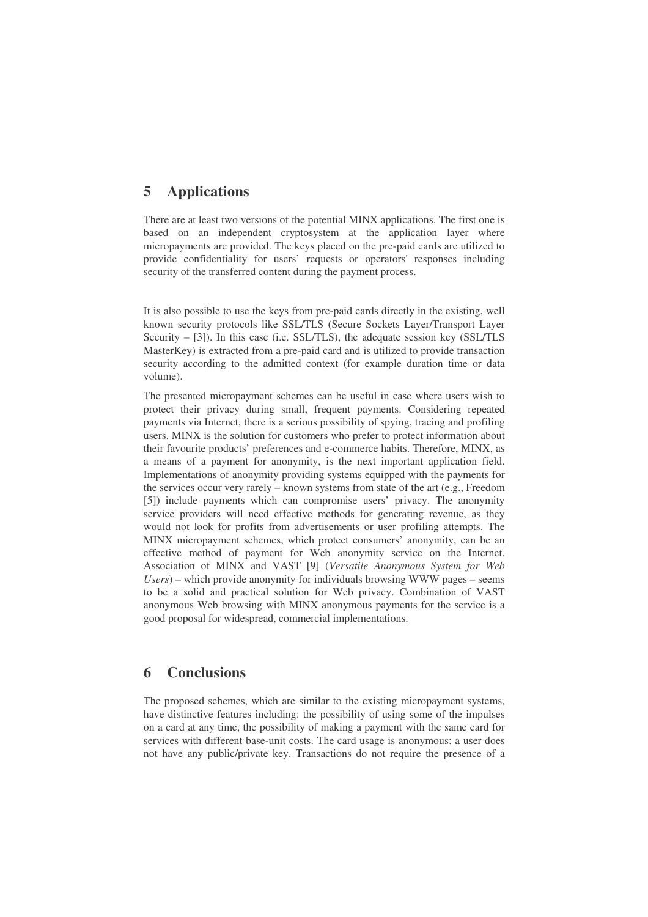## 5 Applications

There are at least two versions of the potential MINX applications. The first one is based on an independent cryptosystem at the application layer where micropayments are provided. The keys placed on the pre-paid cards are utilized to provide confidentiality for users' requests or operators' responses including security of the transferred content during the payment process.

It is also possible to use the keys from pre-paid cards directly in the existing, well known security protocols like SSL/TLS (Secure Sockets Layer/Transport Layer Security – [3]). In this case (i.e. SSL/TLS), the adequate session key (SSL/TLS MasterKey) is extracted from a pre-paid card and is utilized to provide transaction security according to the admitted context (for example duration time or data volume).

The presented micropayment schemes can be useful in case where users wish to protect their privacy during small, frequent payments. Considering repeated payments via Internet, there is a serious possibility of spying, tracing and profiling users. MINX is the solution for customers who prefer to protect information about their favourite products' preferences and e-commerce habits. Therefore, MINX, as a means of a payment for anonymity, is the next important application field. Implementations of anonymity providing systems equipped with the payments for the services occur very rarely – known systems from state of the art (e.g., Freedom [5]) include payments which can compromise users' privacy. The anonymity service providers will need effective methods for generating revenue, as they would not look for profits from advertisements or user profiling attempts. The MINX micropayment schemes, which protect consumers' anonymity, can be an effective method of payment for Web anonymity service on the Internet. Association of MINX and VAST [9] (*Versatile Anonymous System for Web Users*) – which provide anonymity for individuals browsing WWW pages – seems to be a solid and practical solution for Web privacy. Combination of VAST anonymous Web browsing with MINX anonymous payments for the service is a good proposal for widespread, commercial implementations.

## 6 Conclusions

The proposed schemes, which are similar to the existing micropayment systems, have distinctive features including: the possibility of using some of the impulses on a card at any time, the possibility of making a payment with the same card for services with different base-unit costs. The card usage is anonymous: a user does not have any public/private key. Transactions do not require the presence of a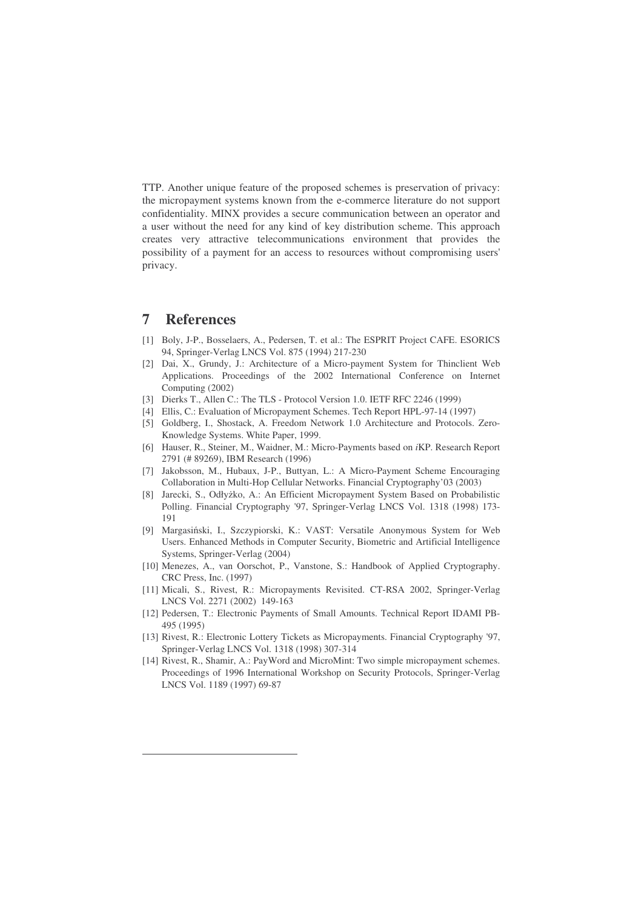TTP. Another unique feature of the proposed schemes is preservation of privacy: the micropayment systems known from the e-commerce literature do not support confidentiality. MINX provides a secure communication between an operator and a user without the need for any kind of key distribution scheme. This approach creates very attractive telecommunications environment that provides the possibility of a payment for an access to resources without compromising users' privacy.

## 7 References

[1] Boly, J-P., Bosselaers, A., Pedersen, T. et al.: The ESPRIT Project CAFE. ESORICS 94, Springer-Verlag LNCS Vol. 875 (1994) 217-230

[2] Dai, X., Grundy, J.: Architecture of a Micro-payment System for Thinclient Web Applications. Proceedings of the 2002 International Conference on Internet Computing (2002)

[3] Dierks T., Allen C.: The TLS - Protocol Version 1.0. IETF RFC 2246 (1999)

[4] Ellis, C.: Evaluation of Micropayment Schemes. Tech Report HPL-97-14 (1997)

[5] Goldberg, I., Shostack, A. Freedom Network 1.0 Architecture and Protocols. Zero-Knowledge Systems. White Paper, 1999.

[6] Hauser, R., Steiner, M., Waidner, M.: Micro-Payments based on *i*KP. Research Report 2791 (# 89269), IBM Research (1996)

[7] Jakobsson, M., Hubaux, J-P., Buttyan, L.: A Micro-Payment Scheme Encouraging Collaboration in Multi-Hop Cellular Networks. Financial Cryptography'03 (2003)

[8] Jarecki, S., Odłyżko, A.: An Efficient Micropayment System Based on Probabilistic Polling. Financial Cryptography '97, Springer-Verlag LNCS Vol. 1318 (1998) 173-191

[9] Margasiński, I., Szczypiorski, K.: VAST: Versatile Anonymous System for Web Users. Enhanced Methods in Computer Security, Biometric and Artificial Intelligence Systems, Springer-Verlag (2004)

[10] Menezes, A., van Oorschot, P., Vanstone, S.: Handbook of Applied Cryptography. CRC Press, Inc. (1997)

[11] Micali, S., Rivest, R.: Micropayments Revisited. CT-RSA 2002, Springer-Verlag LNCS Vol. 2271 (2002) 149-163

[12] Pedersen, T.: Electronic Payments of Small Amounts. Technical Report IDAMI PB-495 (1995)

[13] Rivest, R.: Electronic Lottery Tickets as Micropayments. Financial Cryptography '97, Springer-Verlag LNCS Vol. 1318 (1998) 307-314

[14] Rivest, R., Shamir, A.: PayWord and MicroMint: Two simple micropayment schemes. Proceedings of 1996 International Workshop on Security Protocols, Springer-Verlag LNCS Vol. 1189 (1997) 69-87